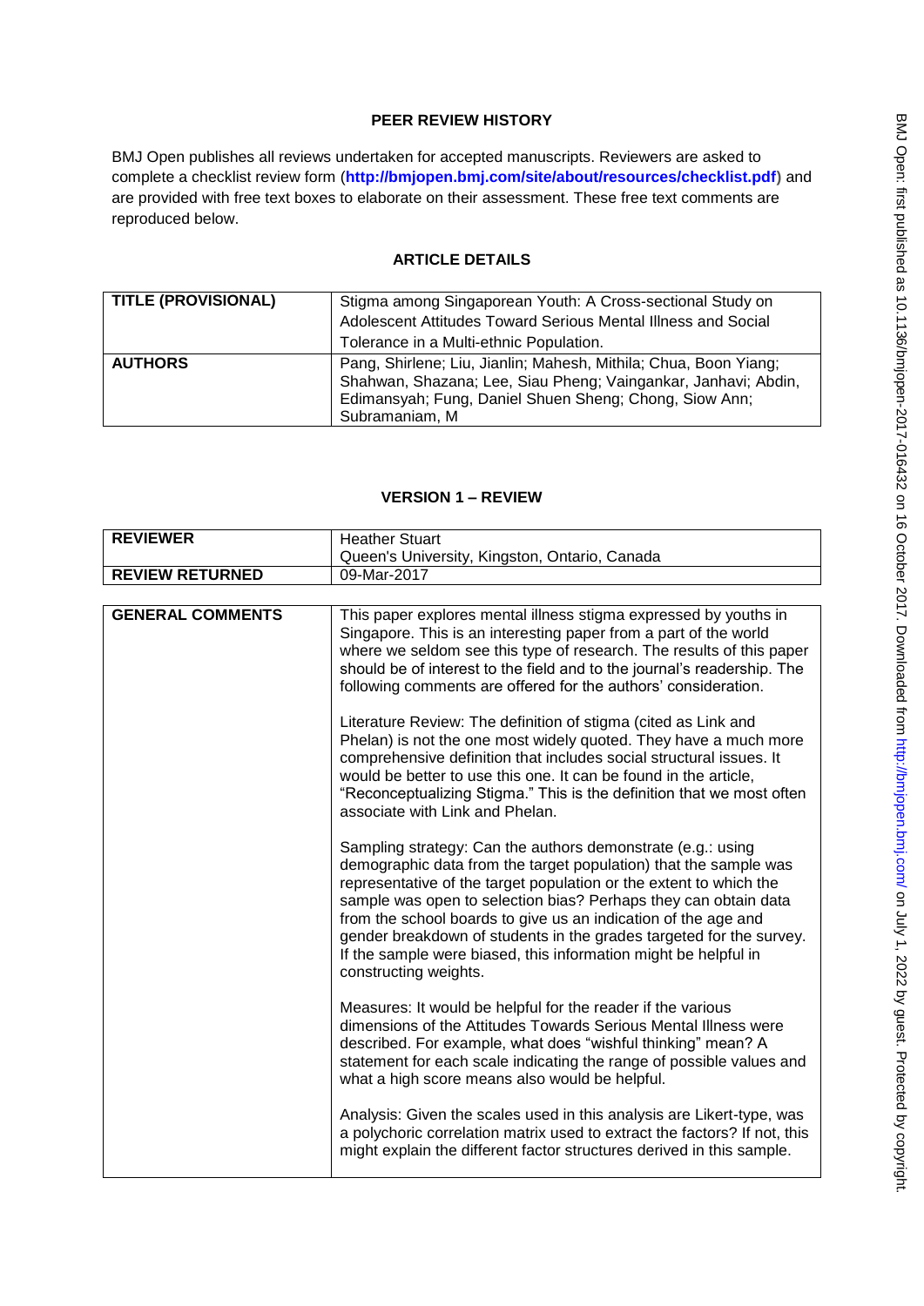## PEER REVIEW HISTORY

BMJ Open publishes all reviews undertaken for accepted manuscripts. Reviewers are asked to complete a checklist review form (**http://bmjopen.bmj.com/site/about/resources/checklist.pdf**) and are provided with free text boxes to elaborate on their assessment. These free text comments are reproduced below.

## ARTICLE DETAILS

| | |
|---|---|
| **TITLE (PROVISIONAL)** | Stigma among Singaporean Youth: A Cross-sectional Study on Adolescent Attitudes Toward Serious Mental Illness and Social Tolerance in a Multi-ethnic Population. |
| **AUTHORS** | Pang, Shirlene; Liu, Jianlin; Mahesh, Mithila; Chua, Boon Yiang; Shahwan, Shazana; Lee, Siau Pheng; Vaingankar, Janhavi; Abdin, Edimansyah; Fung, Daniel Shuen Sheng; Chong, Siow Ann; Subramaniam, M |

## VERSION 1 – REVIEW

| | |
|---|---|
| **REVIEWER** | Heather Stuart<br>Queen's University, Kingston, Ontario, Canada |
| **REVIEW RETURNED** | 09-Mar-2017 |

| | |
|---|---|
| **GENERAL COMMENTS** | This paper explores mental illness stigma expressed by youths in Singapore. This is an interesting paper from a part of the world where we seldom see this type of research. The results of this paper should be of interest to the field and to the journal's readership. The following comments are offered for the authors' consideration.<br><br>Literature Review: The definition of stigma (cited as Link and Phelan) is not the one most widely quoted. They have a much more comprehensive definition that includes social structural issues. It would be better to use this one. It can be found in the article, "Reconceptualizing Stigma." This is the definition that we most often associate with Link and Phelan.<br><br>Sampling strategy: Can the authors demonstrate (e.g.: using demographic data from the target population) that the sample was representative of the target population or the extent to which the sample was open to selection bias? Perhaps they can obtain data from the school boards to give us an indication of the age and gender breakdown of students in the grades targeted for the survey. If the sample were biased, this information might be helpful in constructing weights.<br><br>Measures: It would be helpful for the reader if the various dimensions of the Attitudes Towards Serious Mental Illness were described. For example, what does "wishful thinking" mean? A statement for each scale indicating the range of possible values and what a high score means also would be helpful.<br><br>Analysis: Given the scales used in this analysis are Likert-type, was a polychoric correlation matrix used to extract the factors? If not, this might explain the different factor structures derived in this sample. |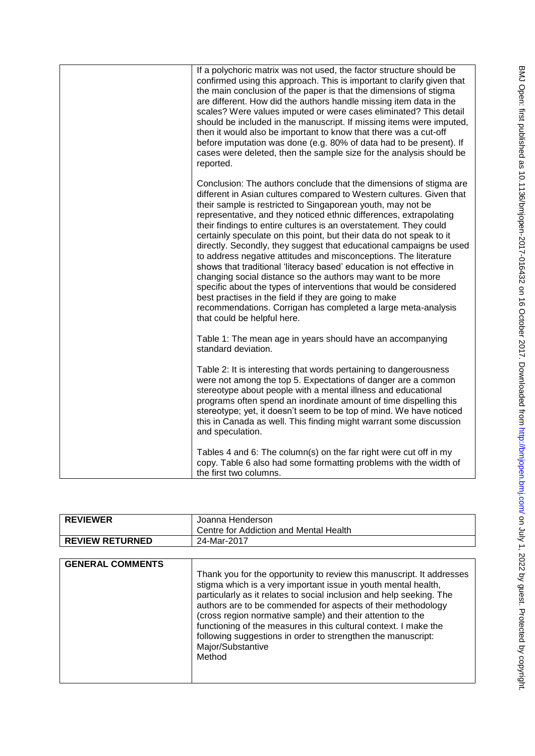| | |
|---|---|
| | If a polychoric matrix was not used, the factor structure should be confirmed using this approach. This is important to clarify given that the main conclusion of the paper is that the dimensions of stigma are different. How did the authors handle missing item data in the scales? Were values imputed or were cases eliminated? This detail should be included in the manuscript. If missing items were imputed, then it would also be important to know that there was a cut-off before imputation was done (e.g. 80% of data had to be present). If cases were deleted, then the sample size for the analysis should be reported.<br><br>Conclusion: The authors conclude that the dimensions of stigma are different in Asian cultures compared to Western cultures. Given that their sample is restricted to Singaporean youth, may not be representative, and they noticed ethnic differences, extrapolating their findings to entire cultures is an overstatement. They could certainly speculate on this point, but their data do not speak to it directly. Secondly, they suggest that educational campaigns be used to address negative attitudes and misconceptions. The literature shows that traditional 'literacy based' education is not effective in changing social distance so the authors may want to be more specific about the types of interventions that would be considered best practises in the field if they are going to make recommendations. Corrigan has completed a large meta-analysis that could be helpful here.<br><br>Table 1: The mean age in years should have an accompanying standard deviation.<br><br>Table 2: It is interesting that words pertaining to dangerousness were not among the top 5. Expectations of danger are a common stereotype about people with a mental illness and educational programs often spend an inordinate amount of time dispelling this stereotype; yet, it doesn't seem to be top of mind. We have noticed this in Canada as well. This finding might warrant some discussion and speculation.<br><br>Tables 4 and 6: The column(s) on the far right were cut off in my copy. Table 6 also had some formatting problems with the width of the first two columns. |

| | |
|---|---|
| **REVIEWER** | Joanna Henderson<br>Centre for Addiction and Mental Health |
| **REVIEW RETURNED** | 24-Mar-2017 |

| | |
|---|---|
| **GENERAL COMMENTS** | Thank you for the opportunity to review this manuscript. It addresses stigma which is a very important issue in youth mental health, particularly as it relates to social inclusion and help seeking. The authors are to be commended for aspects of their methodology (cross region normative sample) and their attention to the functioning of the measures in this cultural context. I make the following suggestions in order to strengthen the manuscript:<br>Major/Substantive<br>Method |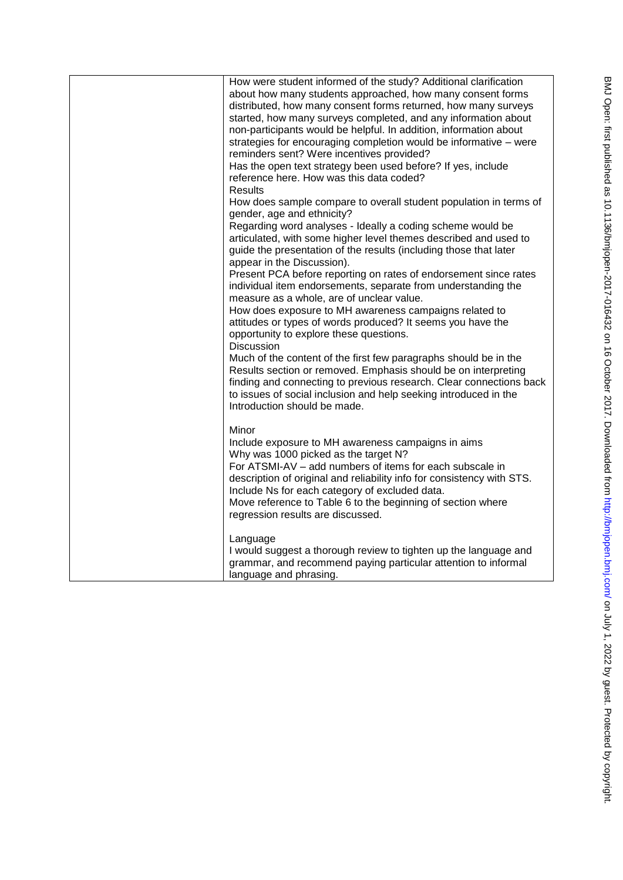How were student informed of the study? Additional clarification about how many students approached, how many consent forms distributed, how many consent forms returned, how many surveys started, how many surveys completed, and any information about non-participants would be helpful. In addition, information about strategies for encouraging completion would be informative – were reminders sent? Were incentives provided?

Has the open text strategy been used before? If yes, include reference here. How was this data coded?

Results

How does sample compare to overall student population in terms of gender, age and ethnicity?

Regarding word analyses - Ideally a coding scheme would be articulated, with some higher level themes described and used to guide the presentation of the results (including those that later appear in the Discussion).

Present PCA before reporting on rates of endorsement since rates individual item endorsements, separate from understanding the measure as a whole, are of unclear value.

How does exposure to MH awareness campaigns related to attitudes or types of words produced? It seems you have the opportunity to explore these questions.

Discussion

Much of the content of the first few paragraphs should be in the Results section or removed. Emphasis should be on interpreting finding and connecting to previous research. Clear connections back to issues of social inclusion and help seeking introduced in the Introduction should be made.

Minor

Include exposure to MH awareness campaigns in aims

Why was 1000 picked as the target N?

For ATSMI-AV – add numbers of items for each subscale in description of original and reliability info for consistency with STS.

Include Ns for each category of excluded data.

Move reference to Table 6 to the beginning of section where regression results are discussed.

Language

I would suggest a thorough review to tighten up the language and grammar, and recommend paying particular attention to informal language and phrasing.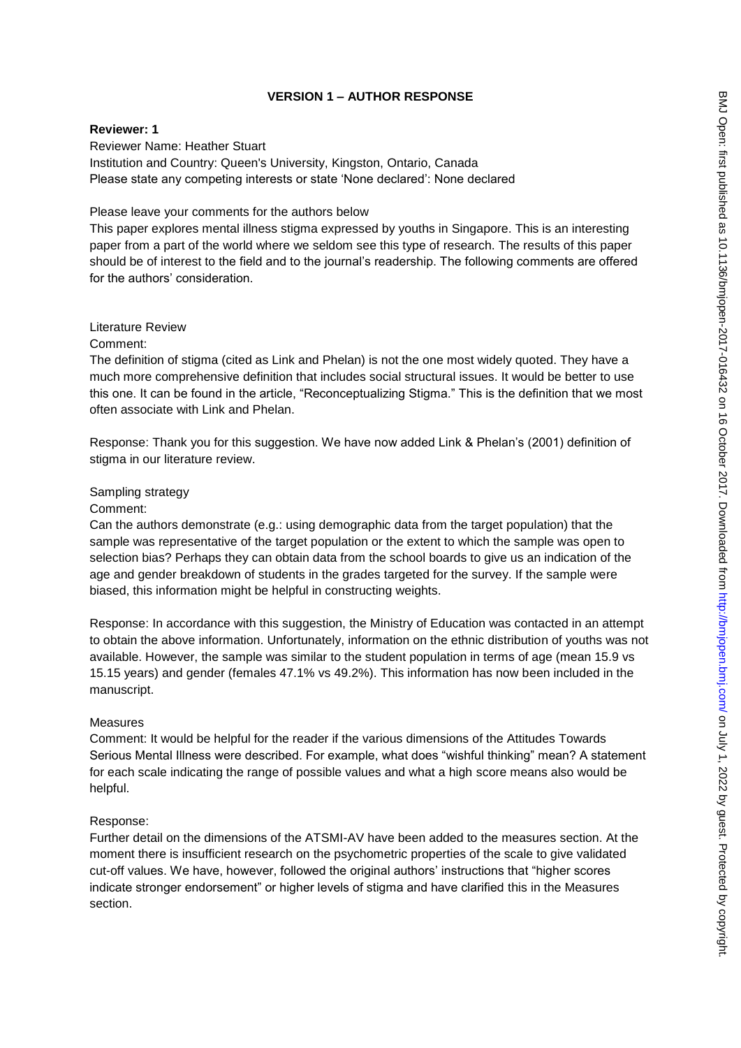**VERSION 1 – AUTHOR RESPONSE**

**Reviewer: 1**

Reviewer Name: Heather Stuart
Institution and Country: Queen's University, Kingston, Ontario, Canada
Please state any competing interests or state 'None declared': None declared

Please leave your comments for the authors below
This paper explores mental illness stigma expressed by youths in Singapore. This is an interesting paper from a part of the world where we seldom see this type of research. The results of this paper should be of interest to the field and to the journal's readership. The following comments are offered for the authors' consideration.

Literature Review
Comment:
The definition of stigma (cited as Link and Phelan) is not the one most widely quoted. They have a much more comprehensive definition that includes social structural issues. It would be better to use this one. It can be found in the article, "Reconceptualizing Stigma." This is the definition that we most often associate with Link and Phelan.

Response: Thank you for this suggestion. We have now added Link & Phelan's (2001) definition of stigma in our literature review.

Sampling strategy
Comment:
Can the authors demonstrate (e.g.: using demographic data from the target population) that the sample was representative of the target population or the extent to which the sample was open to selection bias? Perhaps they can obtain data from the school boards to give us an indication of the age and gender breakdown of students in the grades targeted for the survey. If the sample were biased, this information might be helpful in constructing weights.

Response: In accordance with this suggestion, the Ministry of Education was contacted in an attempt to obtain the above information. Unfortunately, information on the ethnic distribution of youths was not available. However, the sample was similar to the student population in terms of age (mean 15.9 vs 15.15 years) and gender (females 47.1% vs 49.2%). This information has now been included in the manuscript.

Measures
Comment: It would be helpful for the reader if the various dimensions of the Attitudes Towards Serious Mental Illness were described. For example, what does "wishful thinking" mean? A statement for each scale indicating the range of possible values and what a high score means also would be helpful.

Response:
Further detail on the dimensions of the ATSMI-AV have been added to the measures section. At the moment there is insufficient research on the psychometric properties of the scale to give validated cut-off values. We have, however, followed the original authors' instructions that "higher scores indicate stronger endorsement" or higher levels of stigma and have clarified this in the Measures section.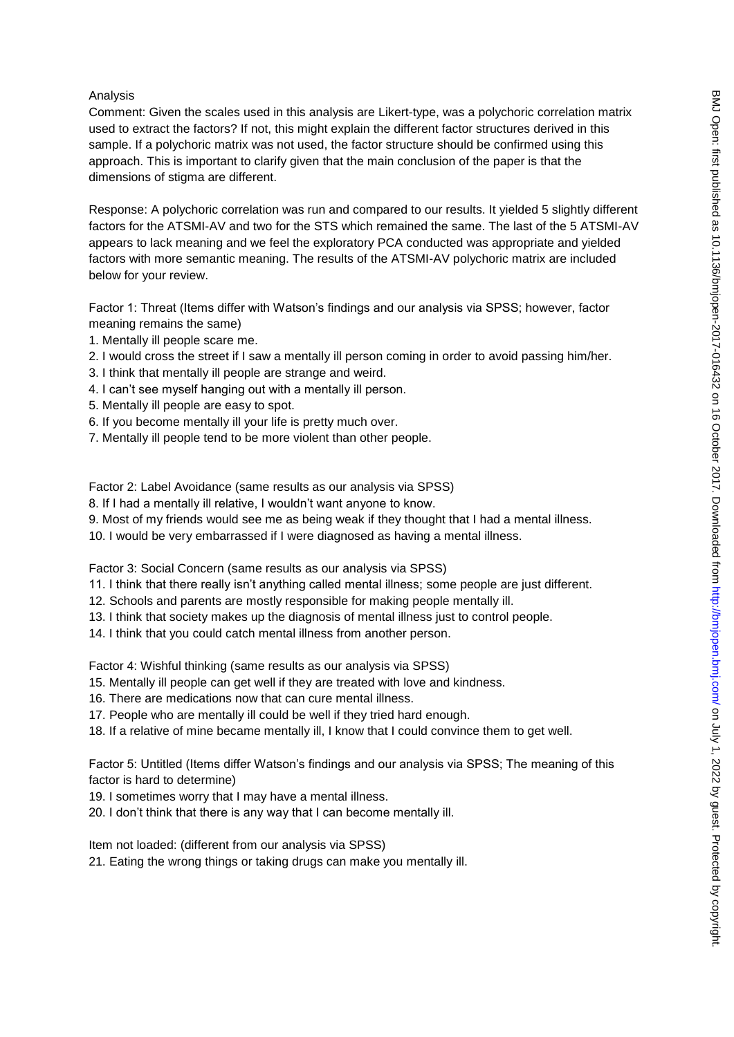Analysis

Comment: Given the scales used in this analysis are Likert-type, was a polychoric correlation matrix used to extract the factors? If not, this might explain the different factor structures derived in this sample. If a polychoric matrix was not used, the factor structure should be confirmed using this approach. This is important to clarify given that the main conclusion of the paper is that the dimensions of stigma are different.

Response: A polychoric correlation was run and compared to our results. It yielded 5 slightly different factors for the ATSMI-AV and two for the STS which remained the same. The last of the 5 ATSMI-AV appears to lack meaning and we feel the exploratory PCA conducted was appropriate and yielded factors with more semantic meaning. The results of the ATSMI-AV polychoric matrix are included below for your review.

Factor 1: Threat (Items differ with Watson's findings and our analysis via SPSS; however, factor meaning remains the same)

1. Mentally ill people scare me.
2. I would cross the street if I saw a mentally ill person coming in order to avoid passing him/her.
3. I think that mentally ill people are strange and weird.
4. I can't see myself hanging out with a mentally ill person.
5. Mentally ill people are easy to spot.
6. If you become mentally ill your life is pretty much over.
7. Mentally ill people tend to be more violent than other people.

Factor 2: Label Avoidance (same results as our analysis via SPSS)

8. If I had a mentally ill relative, I wouldn't want anyone to know.
9. Most of my friends would see me as being weak if they thought that I had a mental illness.
10. I would be very embarrassed if I were diagnosed as having a mental illness.

Factor 3: Social Concern (same results as our analysis via SPSS)

11. I think that there really isn't anything called mental illness; some people are just different.
12. Schools and parents are mostly responsible for making people mentally ill.
13. I think that society makes up the diagnosis of mental illness just to control people.
14. I think that you could catch mental illness from another person.

Factor 4: Wishful thinking (same results as our analysis via SPSS)

15. Mentally ill people can get well if they are treated with love and kindness.
16. There are medications now that can cure mental illness.
17. People who are mentally ill could be well if they tried hard enough.
18. If a relative of mine became mentally ill, I know that I could convince them to get well.

Factor 5: Untitled (Items differ Watson's findings and our analysis via SPSS; The meaning of this factor is hard to determine)

19. I sometimes worry that I may have a mental illness.
20. I don't think that there is any way that I can become mentally ill.

Item not loaded: (different from our analysis via SPSS)

21. Eating the wrong things or taking drugs can make you mentally ill.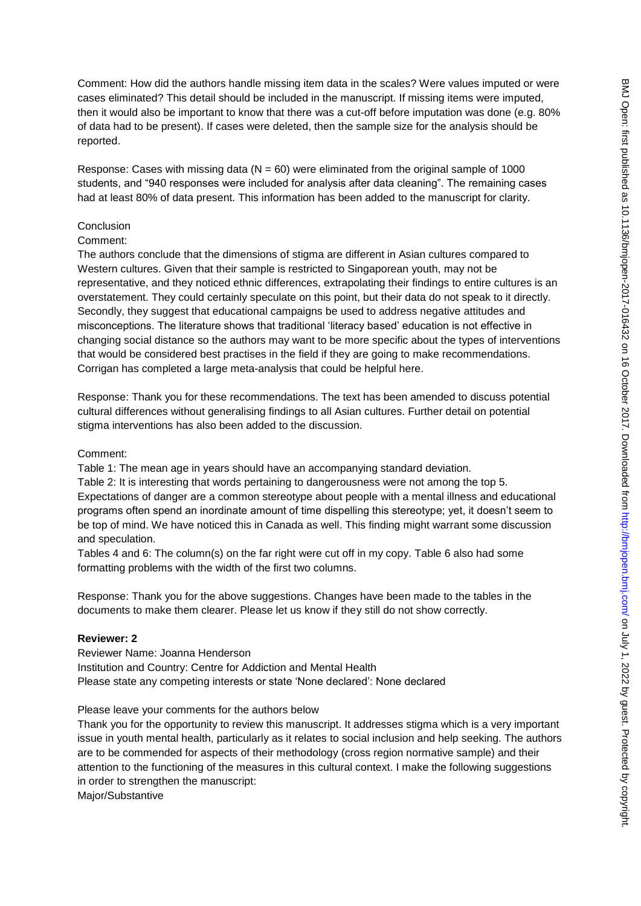Comment: How did the authors handle missing item data in the scales? Were values imputed or were cases eliminated? This detail should be included in the manuscript. If missing items were imputed, then it would also be important to know that there was a cut-off before imputation was done (e.g. 80% of data had to be present). If cases were deleted, then the sample size for the analysis should be reported.

Response: Cases with missing data (N = 60) were eliminated from the original sample of 1000 students, and "940 responses were included for analysis after data cleaning". The remaining cases had at least 80% of data present. This information has been added to the manuscript for clarity.

Conclusion

Comment:

The authors conclude that the dimensions of stigma are different in Asian cultures compared to Western cultures. Given that their sample is restricted to Singaporean youth, may not be representative, and they noticed ethnic differences, extrapolating their findings to entire cultures is an overstatement. They could certainly speculate on this point, but their data do not speak to it directly. Secondly, they suggest that educational campaigns be used to address negative attitudes and misconceptions. The literature shows that traditional 'literacy based' education is not effective in changing social distance so the authors may want to be more specific about the types of interventions that would be considered best practises in the field if they are going to make recommendations. Corrigan has completed a large meta-analysis that could be helpful here.

Response: Thank you for these recommendations. The text has been amended to discuss potential cultural differences without generalising findings to all Asian cultures. Further detail on potential stigma interventions has also been added to the discussion.

Comment:

Table 1: The mean age in years should have an accompanying standard deviation.

Table 2: It is interesting that words pertaining to dangerousness were not among the top 5. Expectations of danger are a common stereotype about people with a mental illness and educational programs often spend an inordinate amount of time dispelling this stereotype; yet, it doesn't seem to be top of mind. We have noticed this in Canada as well. This finding might warrant some discussion and speculation.

Tables 4 and 6: The column(s) on the far right were cut off in my copy. Table 6 also had some formatting problems with the width of the first two columns.

Response: Thank you for the above suggestions. Changes have been made to the tables in the documents to make them clearer. Please let us know if they still do not show correctly.

**Reviewer: 2**

Reviewer Name: Joanna Henderson

Institution and Country: Centre for Addiction and Mental Health

Please state any competing interests or state 'None declared': None declared

Please leave your comments for the authors below

Thank you for the opportunity to review this manuscript. It addresses stigma which is a very important issue in youth mental health, particularly as it relates to social inclusion and help seeking. The authors are to be commended for aspects of their methodology (cross region normative sample) and their attention to the functioning of the measures in this cultural context. I make the following suggestions in order to strengthen the manuscript:

Major/Substantive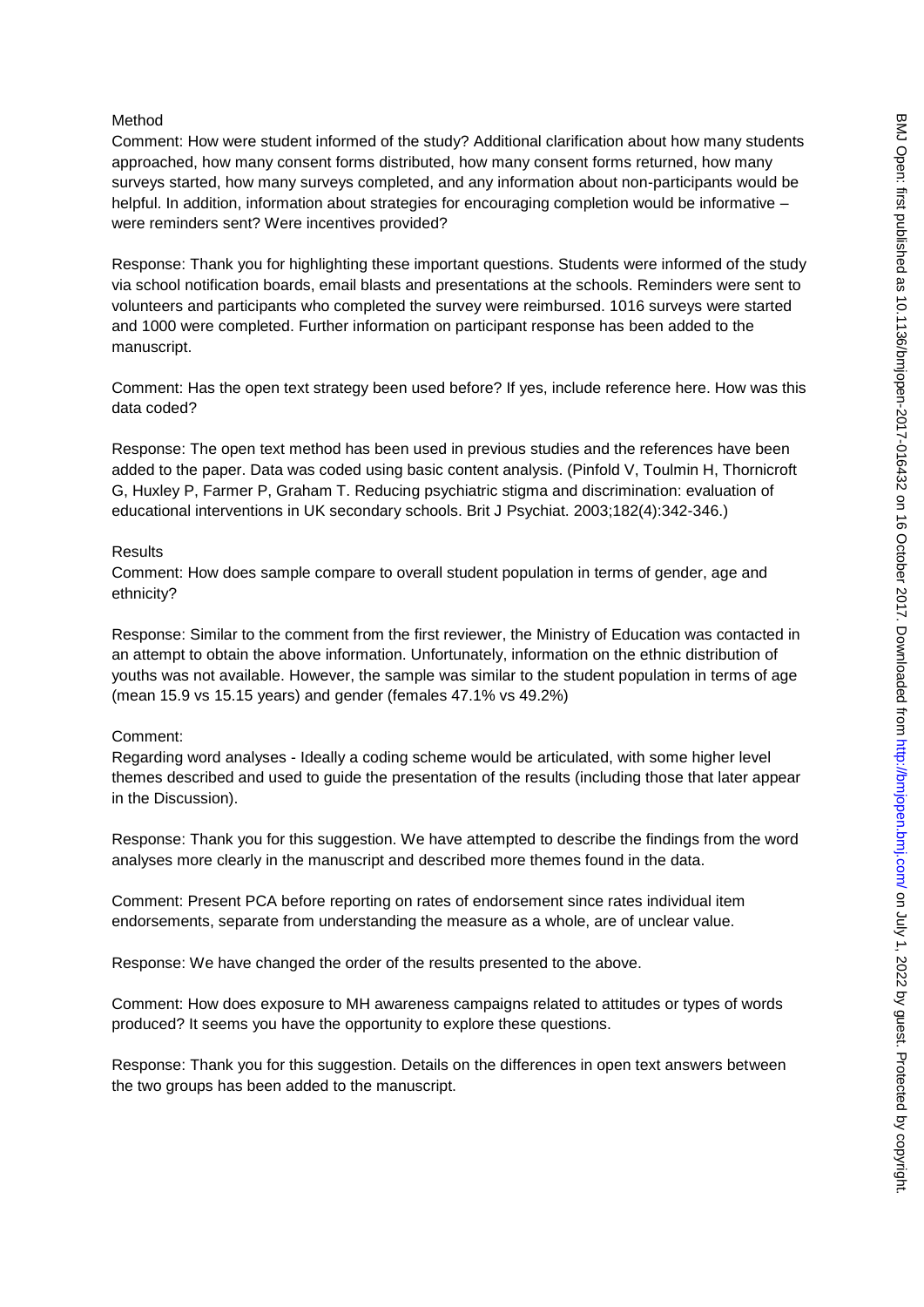Method

Comment: How were student informed of the study? Additional clarification about how many students approached, how many consent forms distributed, how many consent forms returned, how many surveys started, how many surveys completed, and any information about non-participants would be helpful. In addition, information about strategies for encouraging completion would be informative – were reminders sent? Were incentives provided?

Response: Thank you for highlighting these important questions. Students were informed of the study via school notification boards, email blasts and presentations at the schools. Reminders were sent to volunteers and participants who completed the survey were reimbursed. 1016 surveys were started and 1000 were completed. Further information on participant response has been added to the manuscript.

Comment: Has the open text strategy been used before? If yes, include reference here. How was this data coded?

Response: The open text method has been used in previous studies and the references have been added to the paper. Data was coded using basic content analysis. (Pinfold V, Toulmin H, Thornicroft G, Huxley P, Farmer P, Graham T. Reducing psychiatric stigma and discrimination: evaluation of educational interventions in UK secondary schools. Brit J Psychiat. 2003;182(4):342-346.)

Results

Comment: How does sample compare to overall student population in terms of gender, age and ethnicity?

Response: Similar to the comment from the first reviewer, the Ministry of Education was contacted in an attempt to obtain the above information. Unfortunately, information on the ethnic distribution of youths was not available. However, the sample was similar to the student population in terms of age (mean 15.9 vs 15.15 years) and gender (females 47.1% vs 49.2%)

Comment:

Regarding word analyses - Ideally a coding scheme would be articulated, with some higher level themes described and used to guide the presentation of the results (including those that later appear in the Discussion).

Response: Thank you for this suggestion. We have attempted to describe the findings from the word analyses more clearly in the manuscript and described more themes found in the data.

Comment: Present PCA before reporting on rates of endorsement since rates individual item endorsements, separate from understanding the measure as a whole, are of unclear value.

Response: We have changed the order of the results presented to the above.

Comment: How does exposure to MH awareness campaigns related to attitudes or types of words produced? It seems you have the opportunity to explore these questions.

Response: Thank you for this suggestion. Details on the differences in open text answers between the two groups has been added to the manuscript.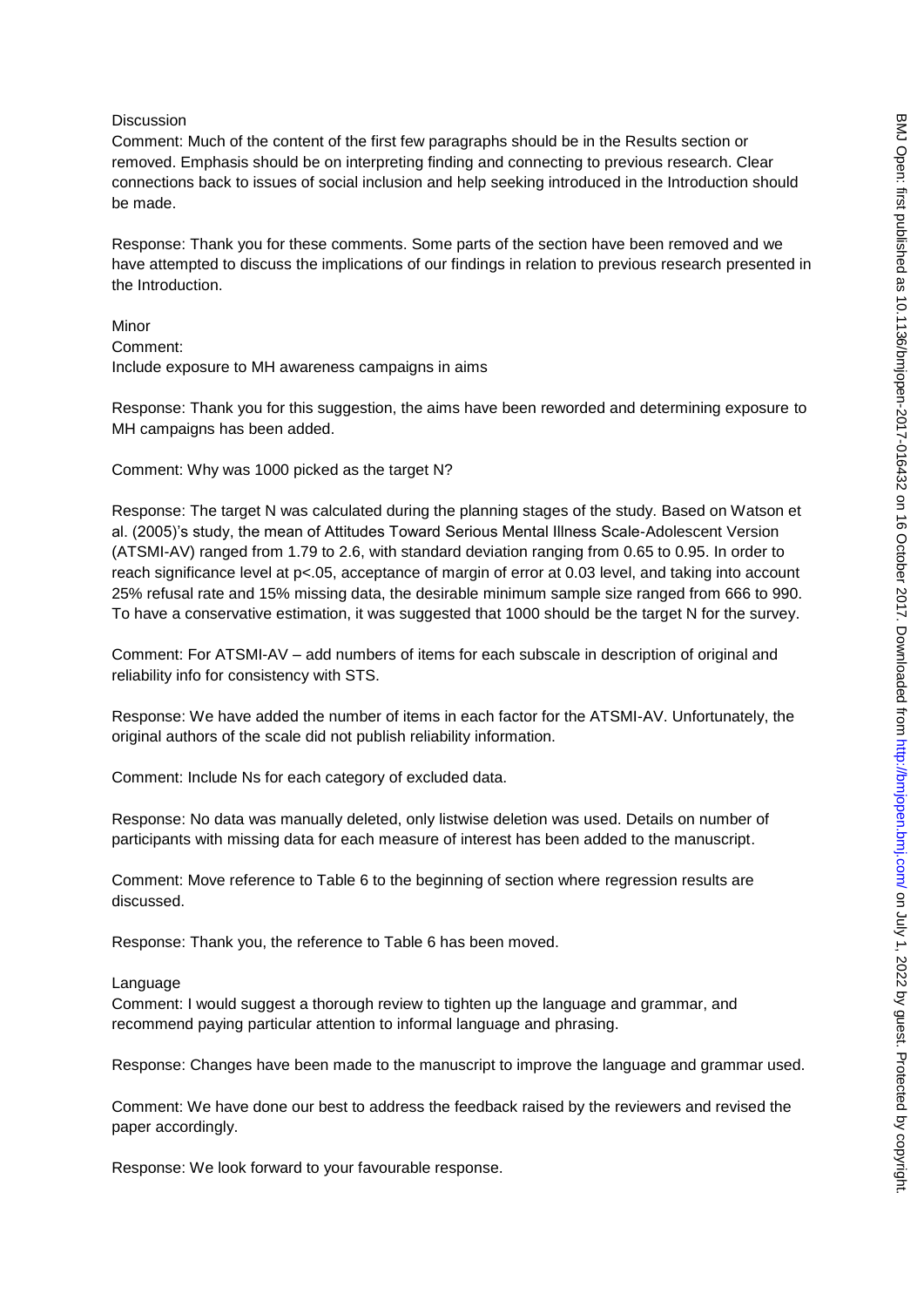Discussion

Comment: Much of the content of the first few paragraphs should be in the Results section or removed. Emphasis should be on interpreting finding and connecting to previous research. Clear connections back to issues of social inclusion and help seeking introduced in the Introduction should be made.

Response: Thank you for these comments. Some parts of the section have been removed and we have attempted to discuss the implications of our findings in relation to previous research presented in the Introduction.

Minor

Comment:

Include exposure to MH awareness campaigns in aims

Response: Thank you for this suggestion, the aims have been reworded and determining exposure to MH campaigns has been added.

Comment: Why was 1000 picked as the target N?

Response: The target N was calculated during the planning stages of the study. Based on Watson et al. (2005)'s study, the mean of Attitudes Toward Serious Mental Illness Scale-Adolescent Version (ATSMI-AV) ranged from 1.79 to 2.6, with standard deviation ranging from 0.65 to 0.95. In order to reach significance level at $p<.05$, acceptance of margin of error at 0.03 level, and taking into account 25% refusal rate and 15% missing data, the desirable minimum sample size ranged from 666 to 990. To have a conservative estimation, it was suggested that 1000 should be the target N for the survey.

Comment: For ATSMI-AV – add numbers of items for each subscale in description of original and reliability info for consistency with STS.

Response: We have added the number of items in each factor for the ATSMI-AV. Unfortunately, the original authors of the scale did not publish reliability information.

Comment: Include Ns for each category of excluded data.

Response: No data was manually deleted, only listwise deletion was used. Details on number of participants with missing data for each measure of interest has been added to the manuscript.

Comment: Move reference to Table 6 to the beginning of section where regression results are discussed.

Response: Thank you, the reference to Table 6 has been moved.

Language

Comment: I would suggest a thorough review to tighten up the language and grammar, and recommend paying particular attention to informal language and phrasing.

Response: Changes have been made to the manuscript to improve the language and grammar used.

Comment: We have done our best to address the feedback raised by the reviewers and revised the paper accordingly.

Response: We look forward to your favourable response.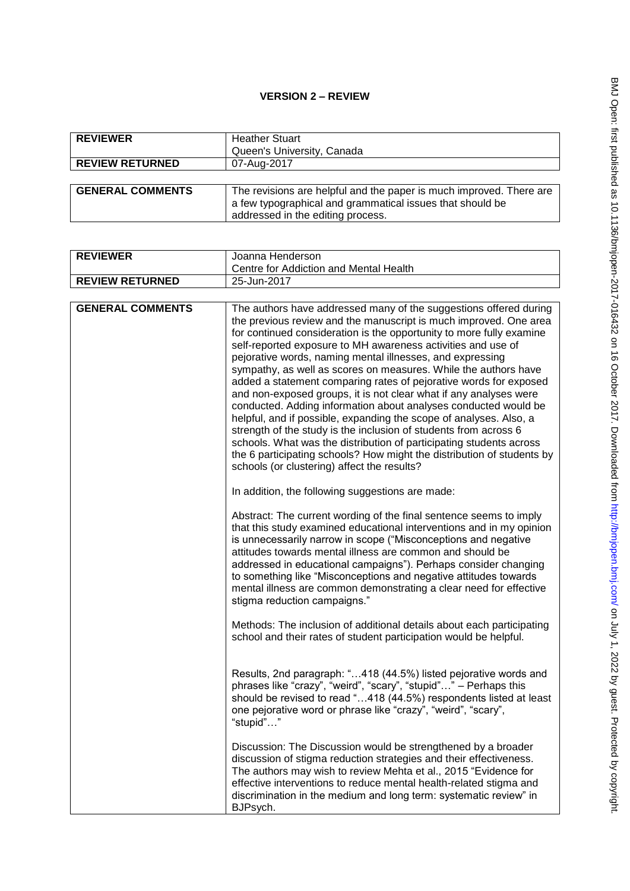## VERSION 2 – REVIEW

| REVIEWER | Heather Stuart<br>Queen's University, Canada |
|---|---|
| REVIEW RETURNED | 07-Aug-2017 |

| GENERAL COMMENTS | The revisions are helpful and the paper is much improved. There are a few typographical and grammatical issues that should be addressed in the editing process. |
|---|---|

| REVIEWER | Joanna Henderson<br>Centre for Addiction and Mental Health |
|---|---|
| REVIEW RETURNED | 25-Jun-2017 |

| GENERAL COMMENTS | The authors have addressed many of the suggestions offered during the previous review and the manuscript is much improved. One area for continued consideration is the opportunity to more fully examine self-reported exposure to MH awareness activities and use of pejorative words, naming mental illnesses, and expressing sympathy, as well as scores on measures. While the authors have added a statement comparing rates of pejorative words for exposed and non-exposed groups, it is not clear what if any analyses were conducted. Adding information about analyses conducted would be helpful, and if possible, expanding the scope of analyses. Also, a strength of the study is the inclusion of students from across 6 schools. What was the distribution of participating students across the 6 participating schools? How might the distribution of students by schools (or clustering) affect the results?<br><br>In addition, the following suggestions are made:<br><br>Abstract: The current wording of the final sentence seems to imply that this study examined educational interventions and in my opinion is unnecessarily narrow in scope ("Misconceptions and negative attitudes towards mental illness are common and should be addressed in educational campaigns"). Perhaps consider changing to something like "Misconceptions and negative attitudes towards mental illness are common demonstrating a clear need for effective stigma reduction campaigns."<br><br>Methods: The inclusion of additional details about each participating school and their rates of student participation would be helpful.<br><br>Results, 2nd paragraph: "…418 (44.5%) listed pejorative words and phrases like "crazy", "weird", "scary", "stupid"…" – Perhaps this should be revised to read "…418 (44.5%) respondents listed at least one pejorative word or phrase like "crazy", "weird", "scary", "stupid"…"<br><br>Discussion: The Discussion would be strengthened by a broader discussion of stigma reduction strategies and their effectiveness. The authors may wish to review Mehta et al., 2015 "Evidence for effective interventions to reduce mental health-related stigma and discrimination in the medium and long term: systematic review" in BJPsych. |
|---|---|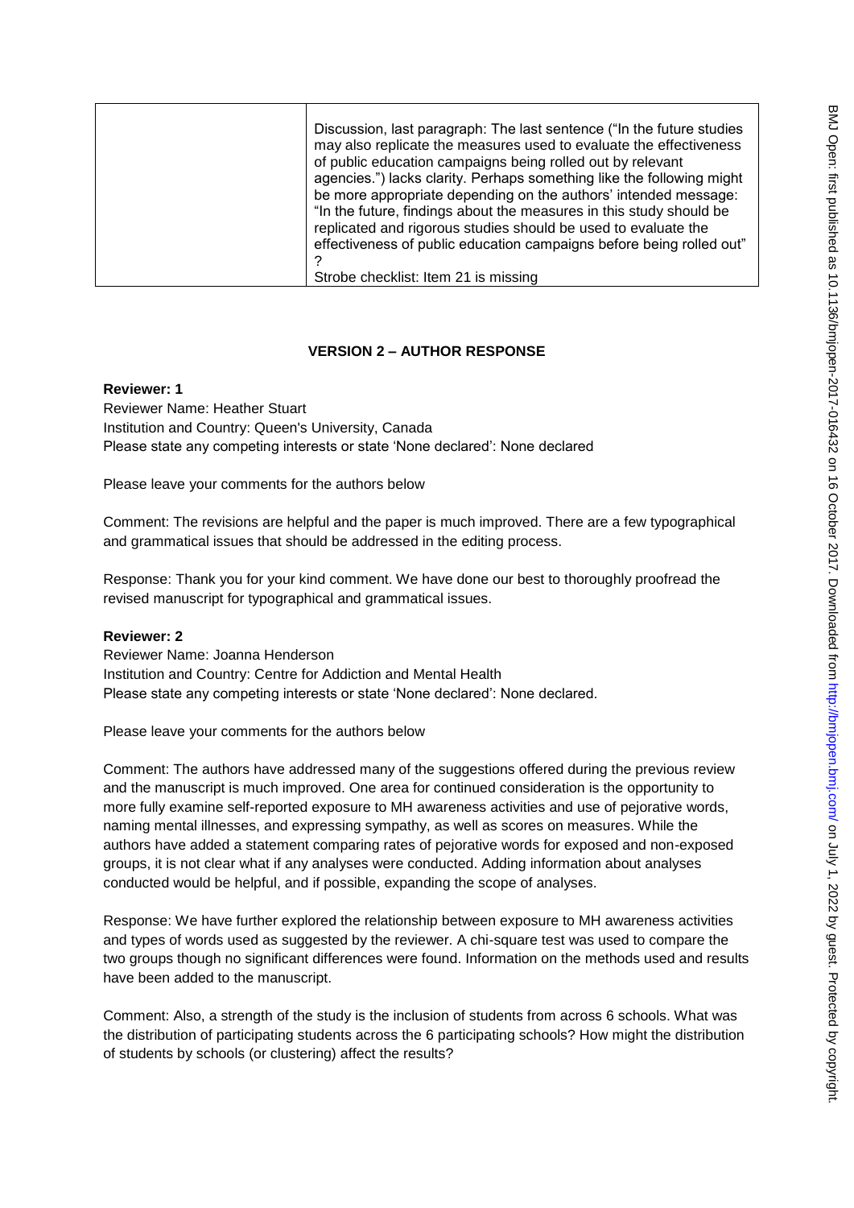| | Discussion, last paragraph: The last sentence ("In the future studies may also replicate the measures used to evaluate the effectiveness of public education campaigns being rolled out by relevant agencies.") lacks clarity. Perhaps something like the following might be more appropriate depending on the authors' intended message: "In the future, findings about the measures in this study should be replicated and rigorous studies should be used to evaluate the effectiveness of public education campaigns before being rolled out"?<br>Strobe checklist: Item 21 is missing |
|---|---|

**VERSION 2 – AUTHOR RESPONSE**

**Reviewer: 1**

Reviewer Name: Heather Stuart
Institution and Country: Queen's University, Canada
Please state any competing interests or state 'None declared': None declared

Please leave your comments for the authors below

Comment: The revisions are helpful and the paper is much improved. There are a few typographical and grammatical issues that should be addressed in the editing process.

Response: Thank you for your kind comment. We have done our best to thoroughly proofread the revised manuscript for typographical and grammatical issues.

**Reviewer: 2**

Reviewer Name: Joanna Henderson
Institution and Country: Centre for Addiction and Mental Health
Please state any competing interests or state 'None declared': None declared.

Please leave your comments for the authors below

Comment: The authors have addressed many of the suggestions offered during the previous review and the manuscript is much improved. One area for continued consideration is the opportunity to more fully examine self-reported exposure to MH awareness activities and use of pejorative words, naming mental illnesses, and expressing sympathy, as well as scores on measures. While the authors have added a statement comparing rates of pejorative words for exposed and non-exposed groups, it is not clear what if any analyses were conducted. Adding information about analyses conducted would be helpful, and if possible, expanding the scope of analyses.

Response: We have further explored the relationship between exposure to MH awareness activities and types of words used as suggested by the reviewer. A chi-square test was used to compare the two groups though no significant differences were found. Information on the methods used and results have been added to the manuscript.

Comment: Also, a strength of the study is the inclusion of students from across 6 schools. What was the distribution of participating students across the 6 participating schools? How might the distribution of students by schools (or clustering) affect the results?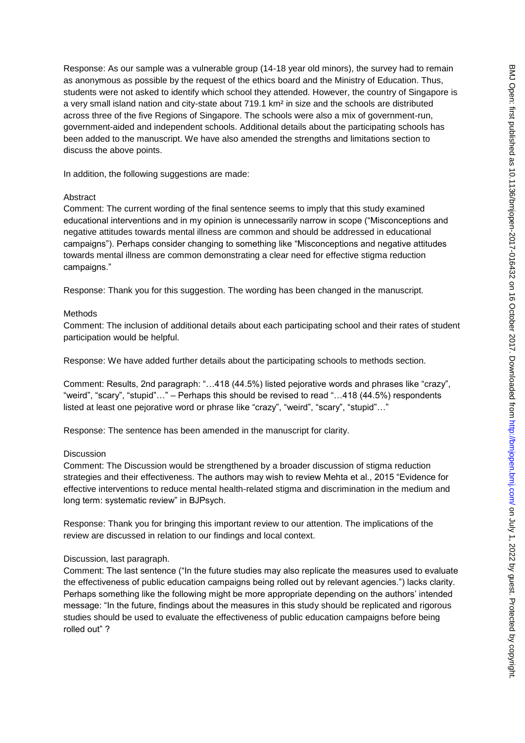Response: As our sample was a vulnerable group (14-18 year old minors), the survey had to remain as anonymous as possible by the request of the ethics board and the Ministry of Education. Thus, students were not asked to identify which school they attended. However, the country of Singapore is a very small island nation and city-state about 719.1 km² in size and the schools are distributed across three of the five Regions of Singapore. The schools were also a mix of government-run, government-aided and independent schools. Additional details about the participating schools has been added to the manuscript. We have also amended the strengths and limitations section to discuss the above points.

In addition, the following suggestions are made:

Abstract

Comment: The current wording of the final sentence seems to imply that this study examined educational interventions and in my opinion is unnecessarily narrow in scope ("Misconceptions and negative attitudes towards mental illness are common and should be addressed in educational campaigns"). Perhaps consider changing to something like "Misconceptions and negative attitudes towards mental illness are common demonstrating a clear need for effective stigma reduction campaigns."

Response: Thank you for this suggestion. The wording has been changed in the manuscript.

Methods

Comment: The inclusion of additional details about each participating school and their rates of student participation would be helpful.

Response: We have added further details about the participating schools to methods section.

Comment: Results, 2nd paragraph: "…418 (44.5%) listed pejorative words and phrases like "crazy", "weird", "scary", "stupid"…" – Perhaps this should be revised to read "…418 (44.5%) respondents listed at least one pejorative word or phrase like "crazy", "weird", "scary", "stupid"…"

Response: The sentence has been amended in the manuscript for clarity.

Discussion

Comment: The Discussion would be strengthened by a broader discussion of stigma reduction strategies and their effectiveness. The authors may wish to review Mehta et al., 2015 "Evidence for effective interventions to reduce mental health-related stigma and discrimination in the medium and long term: systematic review" in BJPsych.

Response: Thank you for bringing this important review to our attention. The implications of the review are discussed in relation to our findings and local context.

Discussion, last paragraph.

Comment: The last sentence ("In the future studies may also replicate the measures used to evaluate the effectiveness of public education campaigns being rolled out by relevant agencies.") lacks clarity. Perhaps something like the following might be more appropriate depending on the authors' intended message: "In the future, findings about the measures in this study should be replicated and rigorous studies should be used to evaluate the effectiveness of public education campaigns before being rolled out" ?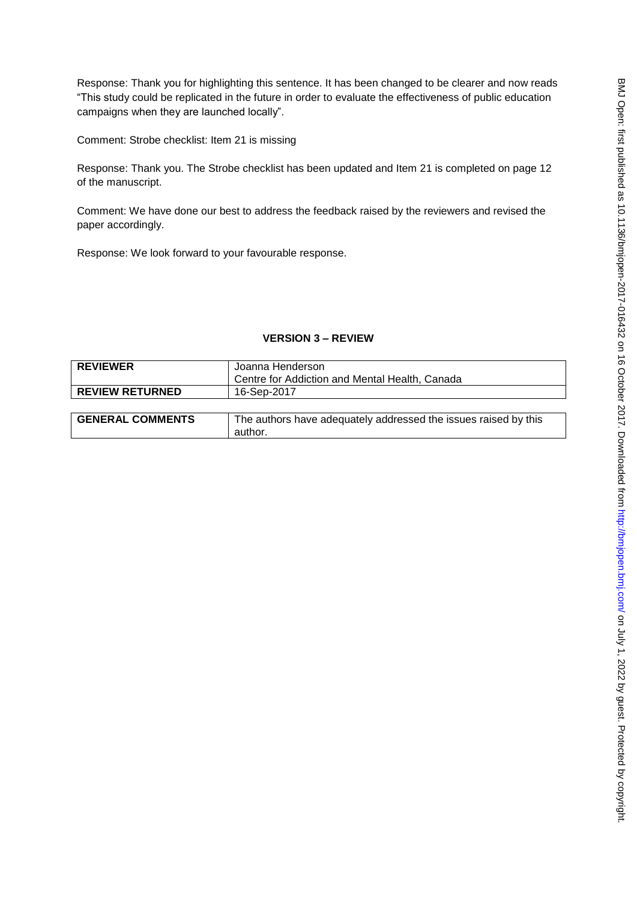Response: Thank you for highlighting this sentence. It has been changed to be clearer and now reads "This study could be replicated in the future in order to evaluate the effectiveness of public education campaigns when they are launched locally".

Comment: Strobe checklist: Item 21 is missing

Response: Thank you. The Strobe checklist has been updated and Item 21 is completed on page 12 of the manuscript.

Comment: We have done our best to address the feedback raised by the reviewers and revised the paper accordingly.

Response: We look forward to your favourable response.

## VERSION 3 – REVIEW

| | |
|---|---|
| **REVIEWER** | Joanna Henderson<br>Centre for Addiction and Mental Health, Canada |
| **REVIEW RETURNED** | 16-Sep-2017 |

| | |
|---|---|
| **GENERAL COMMENTS** | The authors have adequately addressed the issues raised by this author. |